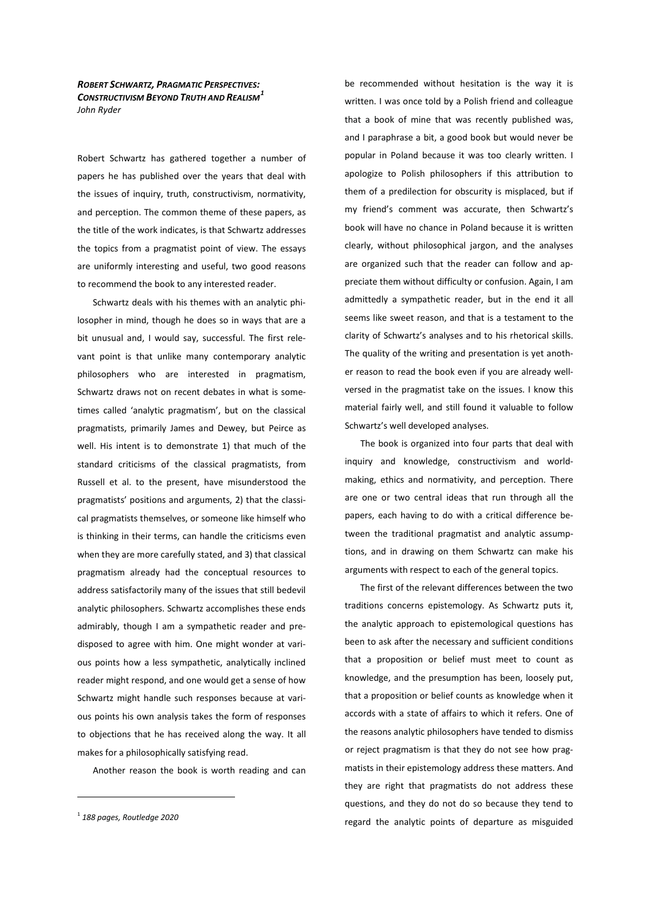***Robert Schwartz, Pragmatic Perspectives: Constructivism Beyond Truth and Realism*[1]**
*John Ryder*

Robert Schwartz has gathered together a number of papers he has published over the years that deal with the issues of inquiry, truth, constructivism, normativity, and perception. The common theme of these papers, as the title of the work indicates, is that Schwartz addresses the topics from a pragmatist point of view. The essays are uniformly interesting and useful, two good reasons to recommend the book to any interested reader.

Schwartz deals with his themes with an analytic philosopher in mind, though he does so in ways that are a bit unusual and, I would say, successful. The first relevant point is that unlike many contemporary analytic philosophers who are interested in pragmatism, Schwartz draws not on recent debates in what is sometimes called 'analytic pragmatism', but on the classical pragmatists, primarily James and Dewey, but Peirce as well. His intent is to demonstrate 1) that much of the standard criticisms of the classical pragmatists, from Russell et al. to the present, have misunderstood the pragmatists' positions and arguments, 2) that the classical pragmatists themselves, or someone like himself who is thinking in their terms, can handle the criticisms even when they are more carefully stated, and 3) that classical pragmatism already had the conceptual resources to address satisfactorily many of the issues that still bedevil analytic philosophers. Schwartz accomplishes these ends admirably, though I am a sympathetic reader and predisposed to agree with him. One might wonder at various points how a less sympathetic, analytically inclined reader might respond, and one would get a sense of how Schwartz might handle such responses because at various points his own analysis takes the form of responses to objections that he has received along the way. It all makes for a philosophically satisfying read.

Another reason the book is worth reading and can be recommended without hesitation is the way it is written. I was once told by a Polish friend and colleague that a book of mine that was recently published was, and I paraphrase a bit, a good book but would never be popular in Poland because it was too clearly written. I apologize to Polish philosophers if this attribution to them of a predilection for obscurity is misplaced, but if my friend's comment was accurate, then Schwartz's book will have no chance in Poland because it is written clearly, without philosophical jargon, and the analyses are organized such that the reader can follow and appreciate them without difficulty or confusion. Again, I am admittedly a sympathetic reader, but in the end it all seems like sweet reason, and that is a testament to the clarity of Schwartz's analyses and to his rhetorical skills. The quality of the writing and presentation is yet another reason to read the book even if you are already well-versed in the pragmatist take on the issues. I know this material fairly well, and still found it valuable to follow Schwartz's well developed analyses.

The book is organized into four parts that deal with inquiry and knowledge, constructivism and worldmaking, ethics and normativity, and perception. There are one or two central ideas that run through all the papers, each having to do with a critical difference between the traditional pragmatist and analytic assumptions, and in drawing on them Schwartz can make his arguments with respect to each of the general topics.

The first of the relevant differences between the two traditions concerns epistemology. As Schwartz puts it, the analytic approach to epistemological questions has been to ask after the necessary and sufficient conditions that a proposition or belief must meet to count as knowledge, and the presumption has been, loosely put, that a proposition or belief counts as knowledge when it accords with a state of affairs to which it refers. One of the reasons analytic philosophers have tended to dismiss or reject pragmatism is that they do not see how pragmatists in their epistemology address these matters. And they are right that pragmatists do not address these questions, and they do not do so because they tend to regard the analytic points of departure as misguided

[1] *188 pages, Routledge 2020*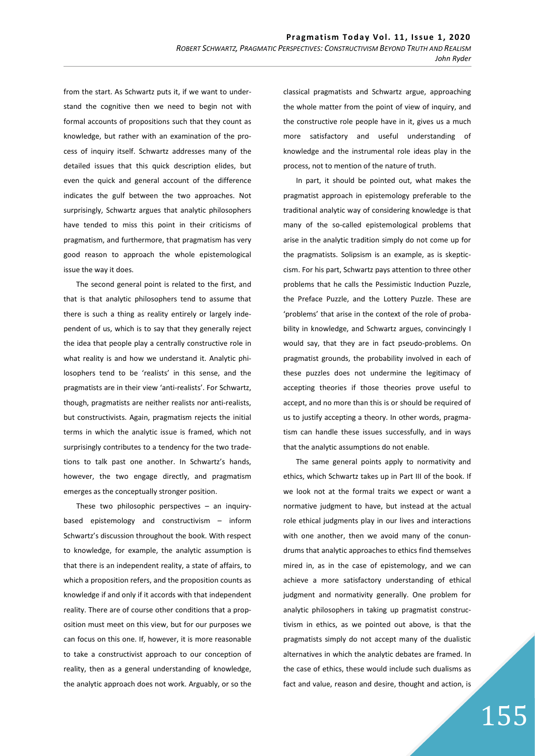from the start. As Schwartz puts it, if we want to understand the cognitive then we need to begin not with formal accounts of propositions such that they count as knowledge, but rather with an examination of the process of inquiry itself. Schwartz addresses many of the detailed issues that this quick description elides, but even the quick and general account of the difference indicates the gulf between the two approaches. Not surprisingly, Schwartz argues that analytic philosophers have tended to miss this point in their criticisms of pragmatism, and furthermore, that pragmatism has very good reason to approach the whole epistemological issue the way it does.

The second general point is related to the first, and that is that analytic philosophers tend to assume that there is such a thing as reality entirely or largely independent of us, which is to say that they generally reject the idea that people play a centrally constructive role in what reality is and how we understand it. Analytic philosophers tend to be 'realists' in this sense, and the pragmatists are in their view 'anti-realists'. For Schwartz, though, pragmatists are neither realists nor anti-realists, but constructivists. Again, pragmatism rejects the initial terms in which the analytic issue is framed, which not surprisingly contributes to a tendency for the two tradetions to talk past one another. In Schwartz's hands, however, the two engage directly, and pragmatism emerges as the conceptually stronger position.

These two philosophic perspectives – an inquiry-based epistemology and constructivism – inform Schwartz's discussion throughout the book. With respect to knowledge, for example, the analytic assumption is that there is an independent reality, a state of affairs, to which a proposition refers, and the proposition counts as knowledge if and only if it accords with that independent reality. There are of course other conditions that a proposition must meet on this view, but for our purposes we can focus on this one. If, however, it is more reasonable to take a constructivist approach to our conception of reality, then as a general understanding of knowledge, the analytic approach does not work. Arguably, or so the classical pragmatists and Schwartz argue, approaching the whole matter from the point of view of inquiry, and the constructive role people have in it, gives us a much more satisfactory and useful understanding of knowledge and the instrumental role ideas play in the process, not to mention of the nature of truth.

In part, it should be pointed out, what makes the pragmatist approach in epistemology preferable to the traditional analytic way of considering knowledge is that many of the so-called epistemological problems that arise in the analytic tradition simply do not come up for the pragmatists. Solipsism is an example, as is skepticism. For his part, Schwartz pays attention to three other problems that he calls the Pessimistic Induction Puzzle, the Preface Puzzle, and the Lottery Puzzle. These are 'problems' that arise in the context of the role of probability in knowledge, and Schwartz argues, convincingly I would say, that they are in fact pseudo-problems. On pragmatist grounds, the probability involved in each of these puzzles does not undermine the legitimacy of accepting theories if those theories prove useful to accept, and no more than this is or should be required of us to justify accepting a theory. In other words, pragmatism can handle these issues successfully, and in ways that the analytic assumptions do not enable.

The same general points apply to normativity and ethics, which Schwartz takes up in Part III of the book. If we look not at the formal traits we expect or want a normative judgment to have, but instead at the actual role ethical judgments play in our lives and interactions with one another, then we avoid many of the conundrums that analytic approaches to ethics find themselves mired in, as in the case of epistemology, and we can achieve a more satisfactory understanding of ethical judgment and normativity generally. One problem for analytic philosophers in taking up pragmatist constructivism in ethics, as we pointed out above, is that the pragmatists simply do not accept many of the dualistic alternatives in which the analytic debates are framed. In the case of ethics, these would include such dualisms as fact and value, reason and desire, thought and action, is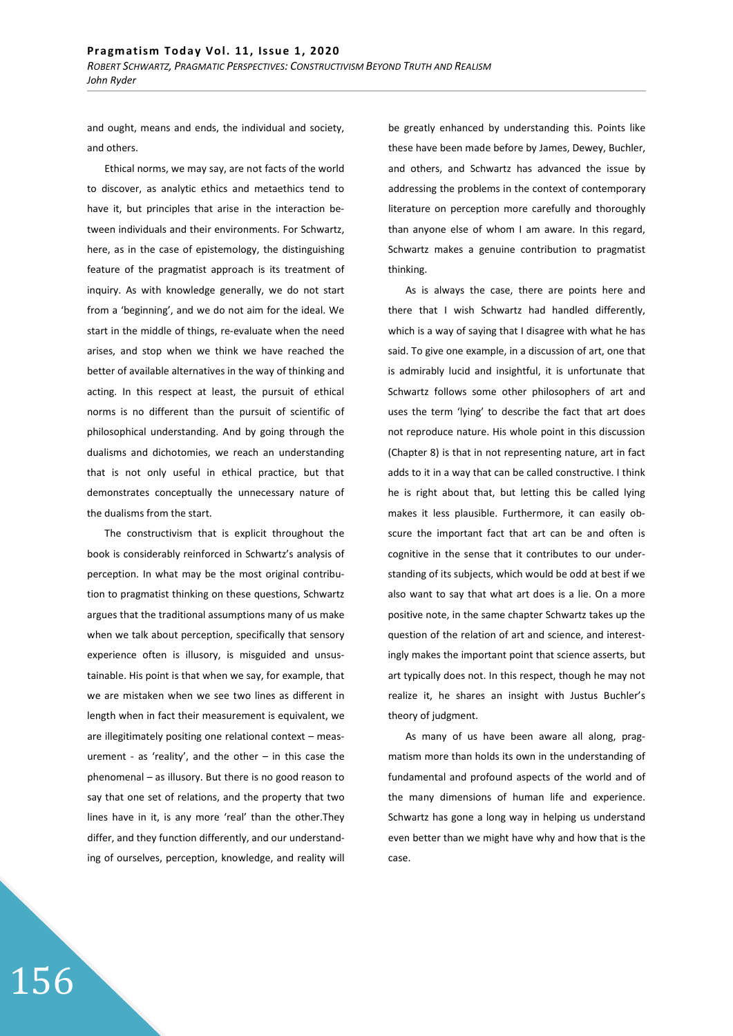and ought, means and ends, the individual and society, and others.

Ethical norms, we may say, are not facts of the world to discover, as analytic ethics and metaethics tend to have it, but principles that arise in the interaction between individuals and their environments. For Schwartz, here, as in the case of epistemology, the distinguishing feature of the pragmatist approach is its treatment of inquiry. As with knowledge generally, we do not start from a 'beginning', and we do not aim for the ideal. We start in the middle of things, re-evaluate when the need arises, and stop when we think we have reached the better of available alternatives in the way of thinking and acting. In this respect at least, the pursuit of ethical norms is no different than the pursuit of scientific of philosophical understanding. And by going through the dualisms and dichotomies, we reach an understanding that is not only useful in ethical practice, but that demonstrates conceptually the unnecessary nature of the dualisms from the start.

The constructivism that is explicit throughout the book is considerably reinforced in Schwartz's analysis of perception. In what may be the most original contribution to pragmatist thinking on these questions, Schwartz argues that the traditional assumptions many of us make when we talk about perception, specifically that sensory experience often is illusory, is misguided and unsustainable. His point is that when we say, for example, that we are mistaken when we see two lines as different in length when in fact their measurement is equivalent, we are illegitimately positing one relational context – measurement - as 'reality', and the other – in this case the phenomenal – as illusory. But there is no good reason to say that one set of relations, and the property that two lines have in it, is any more 'real' than the other.They differ, and they function differently, and our understanding of ourselves, perception, knowledge, and reality will be greatly enhanced by understanding this. Points like these have been made before by James, Dewey, Buchler, and others, and Schwartz has advanced the issue by addressing the problems in the context of contemporary literature on perception more carefully and thoroughly than anyone else of whom I am aware. In this regard, Schwartz makes a genuine contribution to pragmatist thinking.

As is always the case, there are points here and there that I wish Schwartz had handled differently, which is a way of saying that I disagree with what he has said. To give one example, in a discussion of art, one that is admirably lucid and insightful, it is unfortunate that Schwartz follows some other philosophers of art and uses the term 'lying' to describe the fact that art does not reproduce nature. His whole point in this discussion (Chapter 8) is that in not representing nature, art in fact adds to it in a way that can be called constructive. I think he is right about that, but letting this be called lying makes it less plausible. Furthermore, it can easily obscure the important fact that art can be and often is cognitive in the sense that it contributes to our understanding of its subjects, which would be odd at best if we also want to say that what art does is a lie. On a more positive note, in the same chapter Schwartz takes up the question of the relation of art and science, and interestingly makes the important point that science asserts, but art typically does not. In this respect, though he may not realize it, he shares an insight with Justus Buchler's theory of judgment.

As many of us have been aware all along, pragmatism more than holds its own in the understanding of fundamental and profound aspects of the world and of the many dimensions of human life and experience. Schwartz has gone a long way in helping us understand even better than we might have why and how that is the case.